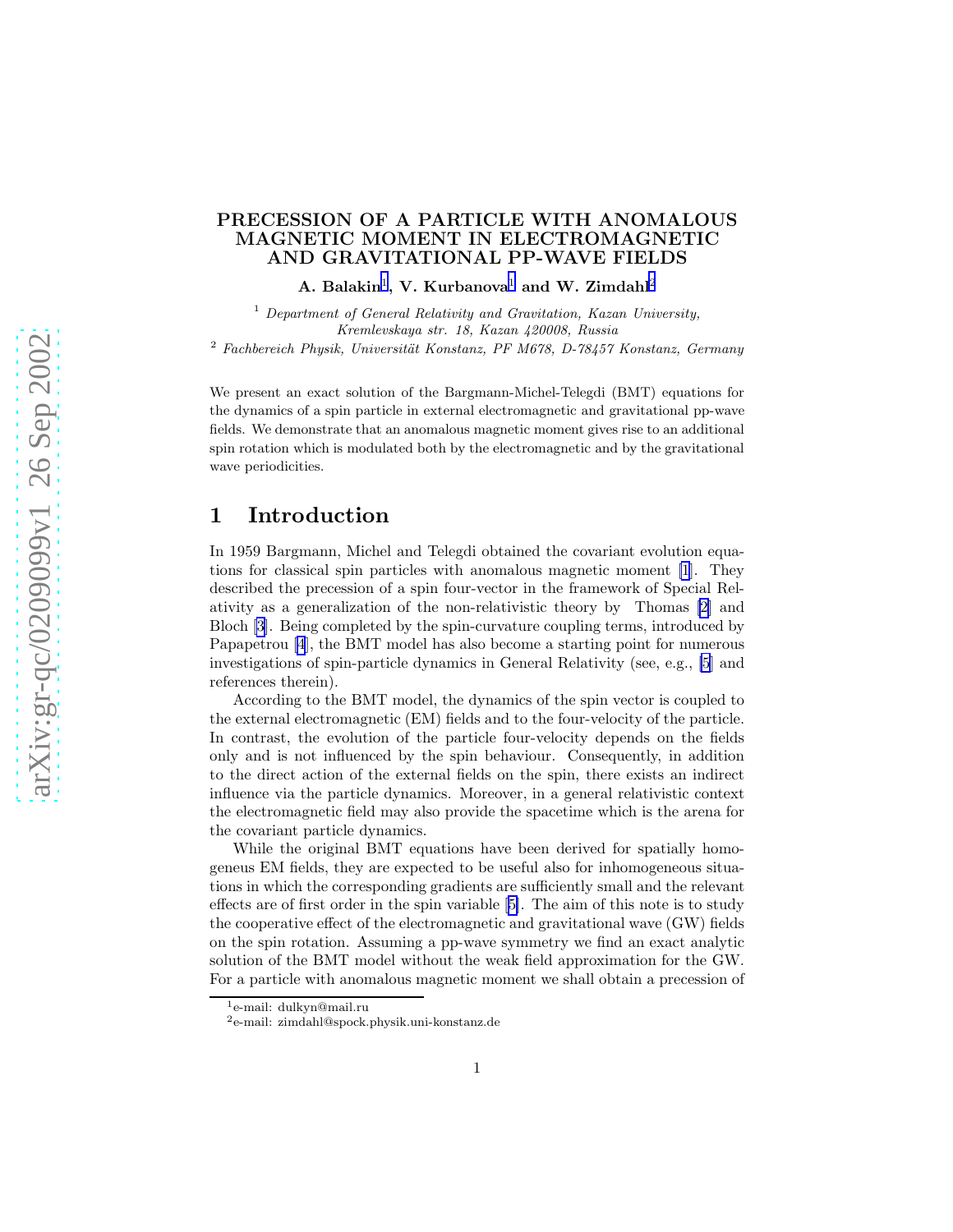# PRECESSION OF A PARTICLE WITH ANOMALOUS MAGNETIC MOMENT IN ELECTROMAGNETIC AND GRAVITATIONAL PP-WAVE FIELDS

**A. Balakin[1], V. Kurbanova[1] and W. Zimdahl[2]**

[1] *Department of General Relativity and Gravitation, Kazan University, Kremlevskaya str. 18, Kazan 420008, Russia*

[2] *Fachbereich Physik, Universität Konstanz, PF M678, D-78457 Konstanz, Germany*

We present an exact solution of the Bargmann-Michel-Telegdi (BMT) equations for the dynamics of a spin particle in external electromagnetic and gravitational pp-wave fields. We demonstrate that an anomalous magnetic moment gives rise to an additional spin rotation which is modulated both by the electromagnetic and by the gravitational wave periodicities.

## 1 Introduction

In 1959 Bargmann, Michel and Telegdi obtained the covariant evolution equations for classical spin particles with anomalous magnetic moment [1]. They described the precession of a spin four-vector in the framework of Special Relativity as a generalization of the non-relativistic theory by Thomas [2] and Bloch [3]. Being completed by the spin-curvature coupling terms, introduced by Papapetrou [4], the BMT model has also become a starting point for numerous investigations of spin-particle dynamics in General Relativity (see, e.g., [5] and references therein).

According to the BMT model, the dynamics of the spin vector is coupled to the external electromagnetic (EM) fields and to the four-velocity of the particle. In contrast, the evolution of the particle four-velocity depends on the fields only and is not influenced by the spin behaviour. Consequently, in addition to the direct action of the external fields on the spin, there exists an indirect influence via the particle dynamics. Moreover, in a general relativistic context the electromagnetic field may also provide the spacetime which is the arena for the covariant particle dynamics.

While the original BMT equations have been derived for spatially homogeneus EM fields, they are expected to be useful also for inhomogeneous situations in which the corresponding gradients are sufficiently small and the relevant effects are of first order in the spin variable [5]. The aim of this note is to study the cooperative effect of the electromagnetic and gravitational wave (GW) fields on the spin rotation. Assuming a pp-wave symmetry we find an exact analytic solution of the BMT model without the weak field approximation for the GW. For a particle with anomalous magnetic moment we shall obtain a precession of

[1] e-mail: dulkyn@mail.ru

[2] e-mail: zimdahl@spock.physik.uni-konstanz.de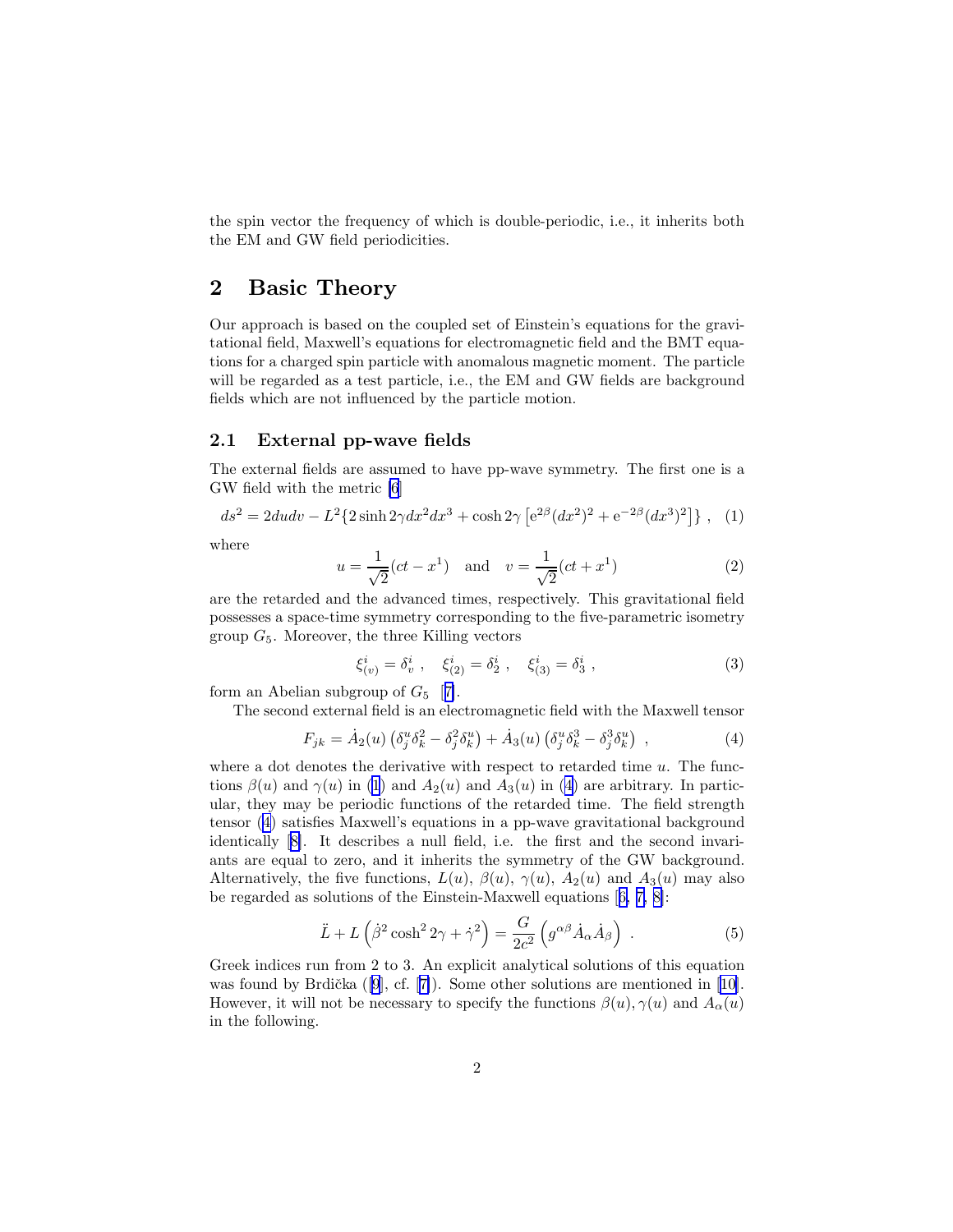the spin vector the frequency of which is double-periodic, i.e., it inherits both the EM and GW field periodicities.

## 2 Basic Theory

Our approach is based on the coupled set of Einstein's equations for the gravitational field, Maxwell's equations for electromagnetic field and the BMT equations for a charged spin particle with anomalous magnetic moment. The particle will be regarded as a test particle, i.e., the EM and GW fields are background fields which are not influenced by the particle motion.

### 2.1 External pp-wave fields

The external fields are assumed to have pp-wave symmetry. The first one is a GW field with the metric [6]

$$ds^2 = 2dudv - L^2\{2\sinh 2\gamma dx^2 dx^3 + \cosh 2\gamma \left[e^{2\beta}(dx^2)^2 + e^{-2\beta}(dx^3)^2\right]\} \ , \quad (1)$$

where

$$u = \frac{1}{\sqrt{2}}(ct - x^1) \quad \text{and} \quad v = \frac{1}{\sqrt{2}}(ct + x^1) \quad (2)$$

are the retarded and the advanced times, respectively. This gravitational field possesses a space-time symmetry corresponding to the five-parametric isometry group $G_5$. Moreover, the three Killing vectors

$$\xi^i_{(v)} = \delta^i_v \ , \quad \xi^i_{(2)} = \delta^i_2 \ , \quad \xi^i_{(3)} = \delta^i_3 \ , \quad (3)$$

form an Abelian subgroup of $G_5$ [7].

The second external field is an electromagnetic field with the Maxwell tensor

$$F_{jk} = \dot{A}_2(u)\left(\delta^u_j \delta^2_k - \delta^2_j \delta^u_k\right) + \dot{A}_3(u)\left(\delta^u_j \delta^3_k - \delta^3_j \delta^u_k\right) \ , \quad (4)$$

where a dot denotes the derivative with respect to retarded time $u$. The functions $\beta(u)$ and $\gamma(u)$ in (1) and $A_2(u)$ and $A_3(u)$ in (4) are arbitrary. In particular, they may be periodic functions of the retarded time. The field strength tensor (4) satisfies Maxwell's equations in a pp-wave gravitational background identically [8]. It describes a null field, i.e. the first and the second invariants are equal to zero, and it inherits the symmetry of the GW background. Alternatively, the five functions, $L(u)$, $\beta(u)$, $\gamma(u)$, $A_2(u)$ and $A_3(u)$ may also be regarded as solutions of the Einstein-Maxwell equations [6, 7, 8]:

$$\ddot{L} + L\left(\dot{\beta}^2 \cosh^2 2\gamma + \dot{\gamma}^2\right) = \frac{G}{2c^2}\left(g^{\alpha\beta}\dot{A}_\alpha \dot{A}_\beta\right) \ . \quad (5)$$

Greek indices run from 2 to 3. An explicit analytical solutions of this equation was found by Brdička ([9], cf. [7]). Some other solutions are mentioned in [10]. However, it will not be necessary to specify the functions $\beta(u), \gamma(u)$ and $A_\alpha(u)$ in the following.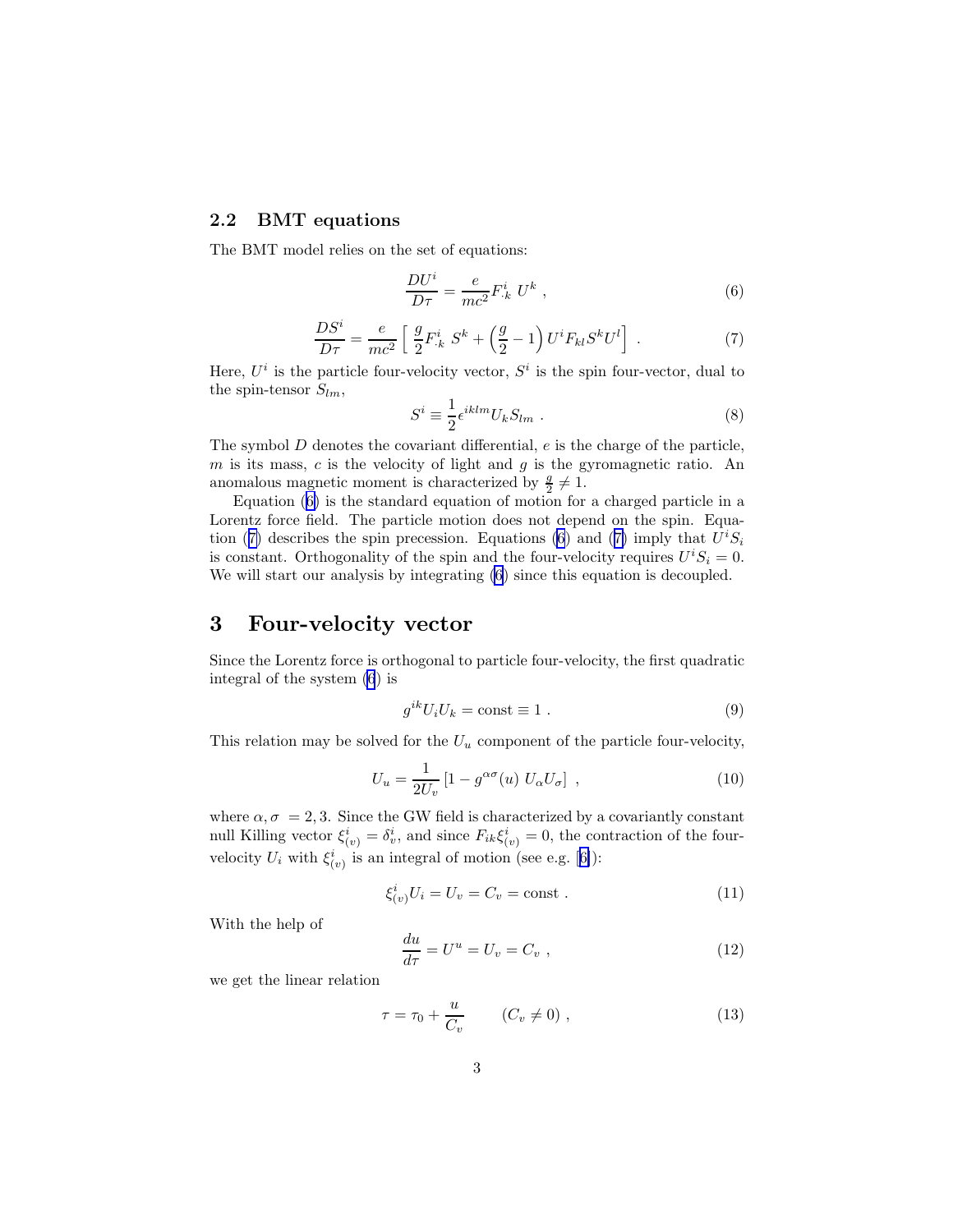### 2.2 BMT equations

The BMT model relies on the set of equations:

$$\frac{DU^i}{D\tau} = \frac{e}{mc^2} F^i_{\cdot k}\ U^k \ , \tag{6}$$

$$\frac{DS^i}{D\tau} = \frac{e}{mc^2} \left[ \ \frac{g}{2} F^i_{\cdot k}\ S^k + \left( \frac{g}{2} - 1 \right) U^i F_{kl} S^k U^l \right] \ . \tag{7}$$

Here, $U^i$ is the particle four-velocity vector, $S^i$ is the spin four-vector, dual to the spin-tensor $S_{lm}$,

$$S^i \equiv \frac{1}{2} \epsilon^{iklm} U_k S_{lm} \ . \tag{8}$$

The symbol $D$ denotes the covariant differential, $e$ is the charge of the particle, $m$ is its mass, $c$ is the velocity of light and $g$ is the gyromagnetic ratio. An anomalous magnetic moment is characterized by $\frac{g}{2} \neq 1$.

Equation (6) is the standard equation of motion for a charged particle in a Lorentz force field. The particle motion does not depend on the spin. Equation (7) describes the spin precession. Equations (6) and (7) imply that $U^i S_i$ is constant. Orthogonality of the spin and the four-velocity requires $U^i S_i = 0$. We will start our analysis by integrating (6) since this equation is decoupled.

# 3 Four-velocity vector

Since the Lorentz force is orthogonal to particle four-velocity, the first quadratic integral of the system (6) is

$$g^{ik} U_i U_k = \text{const} \equiv 1 \ . \tag{9}$$

This relation may be solved for the $U_u$ component of the particle four-velocity,

$$U_u = \frac{1}{2U_v} \left[ 1 - g^{\alpha\sigma}(u)\ U_\alpha U_\sigma \right] \ , \tag{10}$$

where $\alpha, \sigma\ = 2, 3$. Since the GW field is characterized by a covariantly constant null Killing vector $\xi^i_{(v)} = \delta^i_v$, and since $F_{ik} \xi^i_{(v)} = 0$, the contraction of the four-velocity $U_i$ with $\xi^i_{(v)}$ is an integral of motion (see e.g. [6]):

$$\xi^i_{(v)} U_i = U_v = C_v = \text{const} \ . \tag{11}$$

With the help of

$$\frac{du}{d\tau} = U^u = U_v = C_v \ , \tag{12}$$

we get the linear relation

$$\tau = \tau_0 + \frac{u}{C_v} \qquad (C_v \neq 0) \ , \tag{13}$$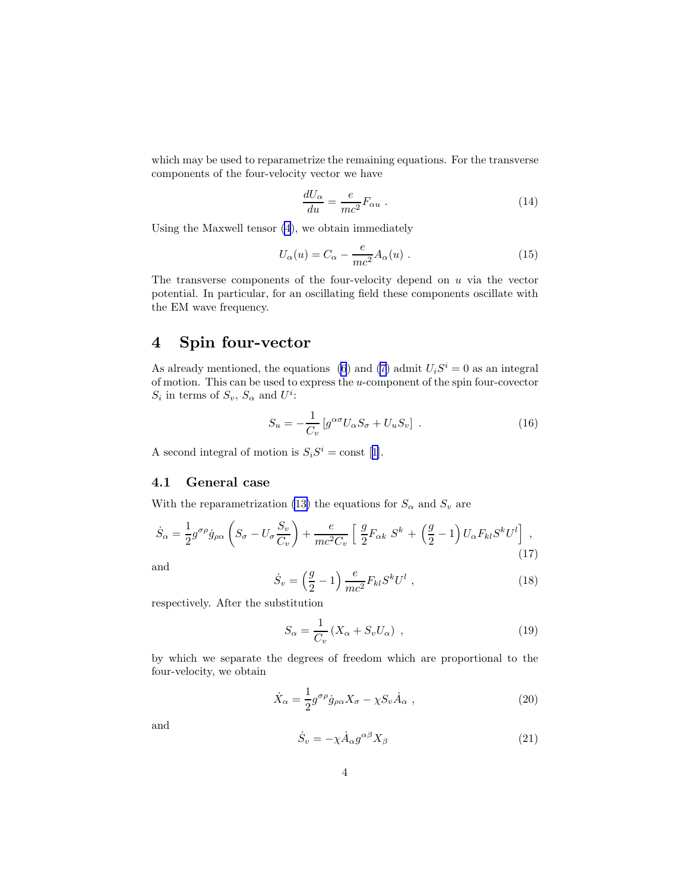which may be used to reparametrize the remaining equations. For the transverse components of the four-velocity vector we have

$$\frac{dU_\alpha}{du} = \frac{e}{mc^2} F_{\alpha u} \ . \tag{14}$$

Using the Maxwell tensor (4), we obtain immediately

$$U_\alpha(u) = C_\alpha - \frac{e}{mc^2} A_\alpha(u) \ . \tag{15}$$

The transverse components of the four-velocity depend on $u$ via the vector potential. In particular, for an oscillating field these components oscillate with the EM wave frequency.

# 4 Spin four-vector

As already mentioned, the equations (6) and (7) admit $U_i S^i = 0$ as an integral of motion. This can be used to express the $u$-component of the spin four-covector $S_i$ in terms of $S_v$, $S_\alpha$ and $U^i$:

$$S_u = -\frac{1}{C_v} \left[ g^{\alpha\sigma} U_\alpha S_\sigma + U_u S_v \right] \ . \tag{16}$$

A second integral of motion is $S_i S^i = \text{const}$ [1].

## 4.1 General case

With the reparametrization (13) the equations for $S_\alpha$ and $S_v$ are

$$\dot{S}_\alpha = \frac{1}{2} g^{\sigma\rho} \dot{g}_{\rho\alpha} \left( S_\sigma - U_\sigma \frac{S_v}{C_v} \right) + \frac{e}{mc^2 C_v} \left[ \, \frac{g}{2} F_{\alpha k} \, S^k \, + \, \left( \frac{g}{2} - 1 \right) U_\alpha F_{kl} S^k U^l \right] \ , \tag{17}$$

and

$$\dot{S}_v = \left( \frac{g}{2} - 1 \right) \frac{e}{mc^2} F_{kl} S^k U^l \ , \tag{18}$$

respectively. After the substitution

$$S_\alpha = \frac{1}{C_v} \left( X_\alpha + S_v U_\alpha \right) \ , \tag{19}$$

by which we separate the degrees of freedom which are proportional to the four-velocity, we obtain

$$\dot{X}_\alpha = \frac{1}{2} g^{\sigma\rho} \dot{g}_{\rho\alpha} X_\sigma - \chi S_v \dot{A}_\alpha \ , \tag{20}$$

and

$$\dot{S}_v = -\chi \dot{A}_\alpha g^{\alpha\beta} X_\beta \tag{21}$$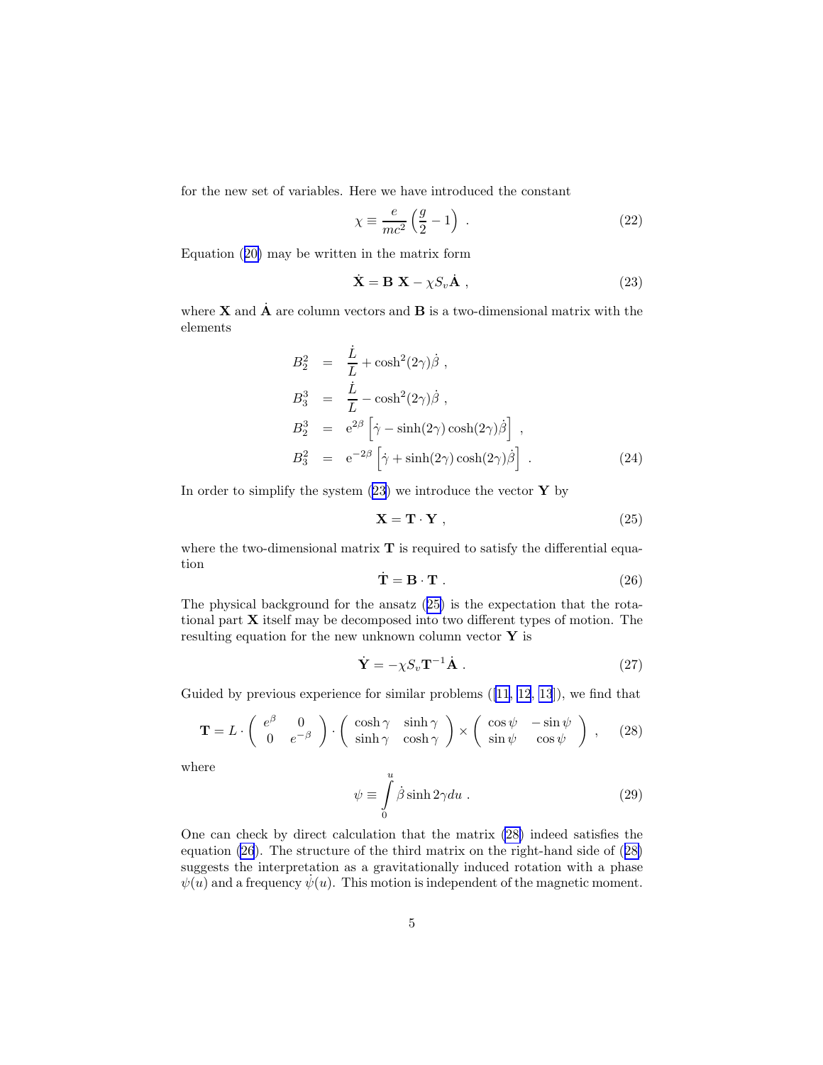for the new set of variables. Here we have introduced the constant

$$\chi \equiv \frac{e}{mc^2}\left(\frac{g}{2}-1\right) \ . \tag{22}$$

Equation (20) may be written in the matrix form

$$\dot{\mathbf{X}} = \mathbf{B}\ \mathbf{X} - \chi S_v \dot{\mathbf{A}} \ , \tag{23}$$

where $\mathbf{X}$ and $\dot{\mathbf{A}}$ are column vectors and $\mathbf{B}$ is a two-dimensional matrix with the elements

$$\begin{aligned}
B_2^2 &= \frac{\dot{L}}{L} + \cosh^2(2\gamma)\dot{\beta} \ , \\
B_3^3 &= \frac{\dot{L}}{L} - \cosh^2(2\gamma)\dot{\beta} \ , \\
B_2^3 &= \mathrm{e}^{2\beta}\left[\dot{\gamma} - \sinh(2\gamma)\cosh(2\gamma)\dot{\beta}\right] \ , \\
B_3^2 &= \mathrm{e}^{-2\beta}\left[\dot{\gamma} + \sinh(2\gamma)\cosh(2\gamma)\dot{\beta}\right] \ .
\end{aligned} \tag{24}$$

In order to simplify the system (23) we introduce the vector $\mathbf{Y}$ by

$$\mathbf{X} = \mathbf{T}\cdot\mathbf{Y} \ , \tag{25}$$

where the two-dimensional matrix $\mathbf{T}$ is required to satisfy the differential equation

$$\dot{\mathbf{T}} = \mathbf{B}\cdot\mathbf{T} \ . \tag{26}$$

The physical background for the ansatz (25) is the expectation that the rotational part $\mathbf{X}$ itself may be decomposed into two different types of motion. The resulting equation for the new unknown column vector $\mathbf{Y}$ is

$$\dot{\mathbf{Y}} = -\chi S_v \mathbf{T}^{-1}\dot{\mathbf{A}} \ . \tag{27}$$

Guided by previous experience for similar problems ([11, 12, 13]), we find that

$$\mathbf{T} = L\cdot\begin{pmatrix} e^{\beta} & 0 \\ 0 & e^{-\beta}\end{pmatrix}\cdot\begin{pmatrix}\cosh\gamma & \sinh\gamma \\ \sinh\gamma & \cosh\gamma\end{pmatrix}\times\begin{pmatrix}\cos\psi & -\sin\psi \\ \sin\psi & \cos\psi\end{pmatrix} \ , \tag{28}$$

where

$$\psi \equiv \int_0^u \dot{\beta}\sinh 2\gamma du \ . \tag{29}$$

One can check by direct calculation that the matrix (28) indeed satisfies the equation (26). The structure of the third matrix on the right-hand side of (28) suggests the interpretation as a gravitationally induced rotation with a phase $\psi(u)$ and a frequency $\dot{\psi}(u)$. This motion is independent of the magnetic moment.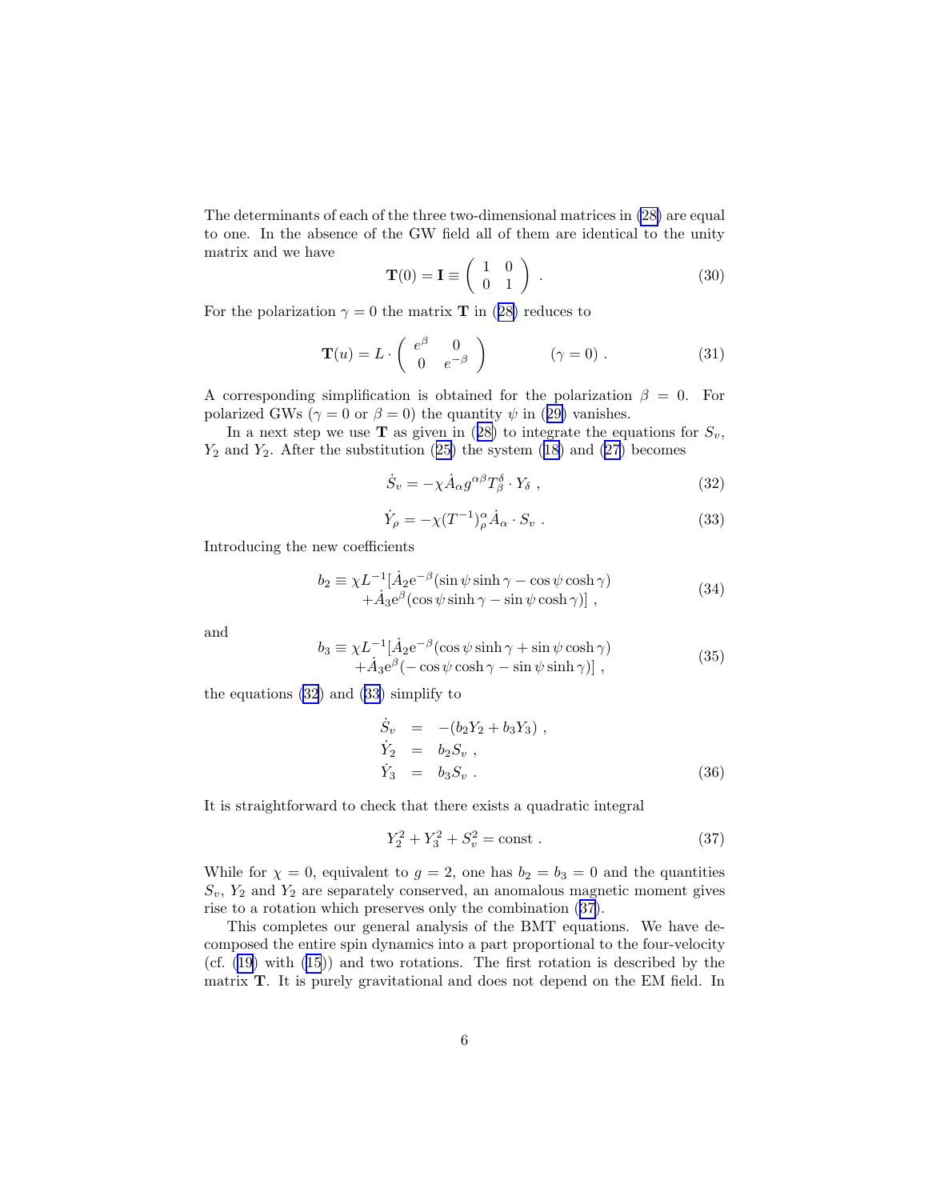The determinants of each of the three two-dimensional matrices in (28) are equal to one. In the absence of the GW field all of them are identical to the unity matrix and we have

$$
\mathbf{T}(0) = \mathbf{I} \equiv \begin{pmatrix} 1 & 0 \\ 0 & 1 \end{pmatrix} . \tag{30}
$$

For the polarization $\gamma = 0$ the matrix $\mathbf{T}$ in (28) reduces to

$$
\mathbf{T}(u) = L \cdot \begin{pmatrix} e^{\beta} & 0 \\ 0 & e^{-\beta} \end{pmatrix} \qquad\qquad (\gamma = 0) . \tag{31}
$$

A corresponding simplification is obtained for the polarization $\beta = 0$. For polarized GWs ($\gamma = 0$ or $\beta = 0$) the quantity $\psi$ in (29) vanishes.

In a next step we use $\mathbf{T}$ as given in (28) to integrate the equations for $S_v$, $Y_2$ and $Y_2$. After the substitution (25) the system (18) and (27) becomes

$$
\dot{S}_v = -\chi \dot{A}_\alpha g^{\alpha\beta} T^\delta_\beta \cdot Y_\delta , \tag{32}
$$

$$
\dot{Y}_\rho = -\chi (T^{-1})^\alpha_\rho \dot{A}_\alpha \cdot S_v . \tag{33}
$$

Introducing the new coefficients

$$
\begin{aligned}
b_2 \equiv \chi L^{-1} [ & \dot{A}_2 \mathrm{e}^{-\beta} (\sin\psi \sinh\gamma - \cos\psi \cosh\gamma) \\
& + \dot{A}_3 \mathrm{e}^{\beta} (\cos\psi \sinh\gamma - \sin\psi \cosh\gamma)] ,
\end{aligned} \tag{34}
$$

and

$$
\begin{aligned}
b_3 \equiv \chi L^{-1} [ & \dot{A}_2 \mathrm{e}^{-\beta} (\cos\psi \sinh\gamma + \sin\psi \cosh\gamma) \\
& + \dot{A}_3 \mathrm{e}^{\beta} (-\cos\psi \cosh\gamma - \sin\psi \sinh\gamma)] ,
\end{aligned} \tag{35}
$$

the equations (32) and (33) simplify to

$$
\begin{aligned}
\dot{S}_v &= -(b_2 Y_2 + b_3 Y_3) , \\
\dot{Y}_2 &= b_2 S_v , \\
\dot{Y}_3 &= b_3 S_v .
\end{aligned} \tag{36}
$$

It is straightforward to check that there exists a quadratic integral

$$
Y_2^2 + Y_3^2 + S_v^2 = \text{const} . \tag{37}
$$

While for $\chi = 0$, equivalent to $g = 2$, one has $b_2 = b_3 = 0$ and the quantities $S_v$, $Y_2$ and $Y_2$ are separately conserved, an anomalous magnetic moment gives rise to a rotation which preserves only the combination (37).

This completes our general analysis of the BMT equations. We have decomposed the entire spin dynamics into a part proportional to the four-velocity (cf. (19) with (15)) and two rotations. The first rotation is described by the matrix $\mathbf{T}$. It is purely gravitational and does not depend on the EM field. In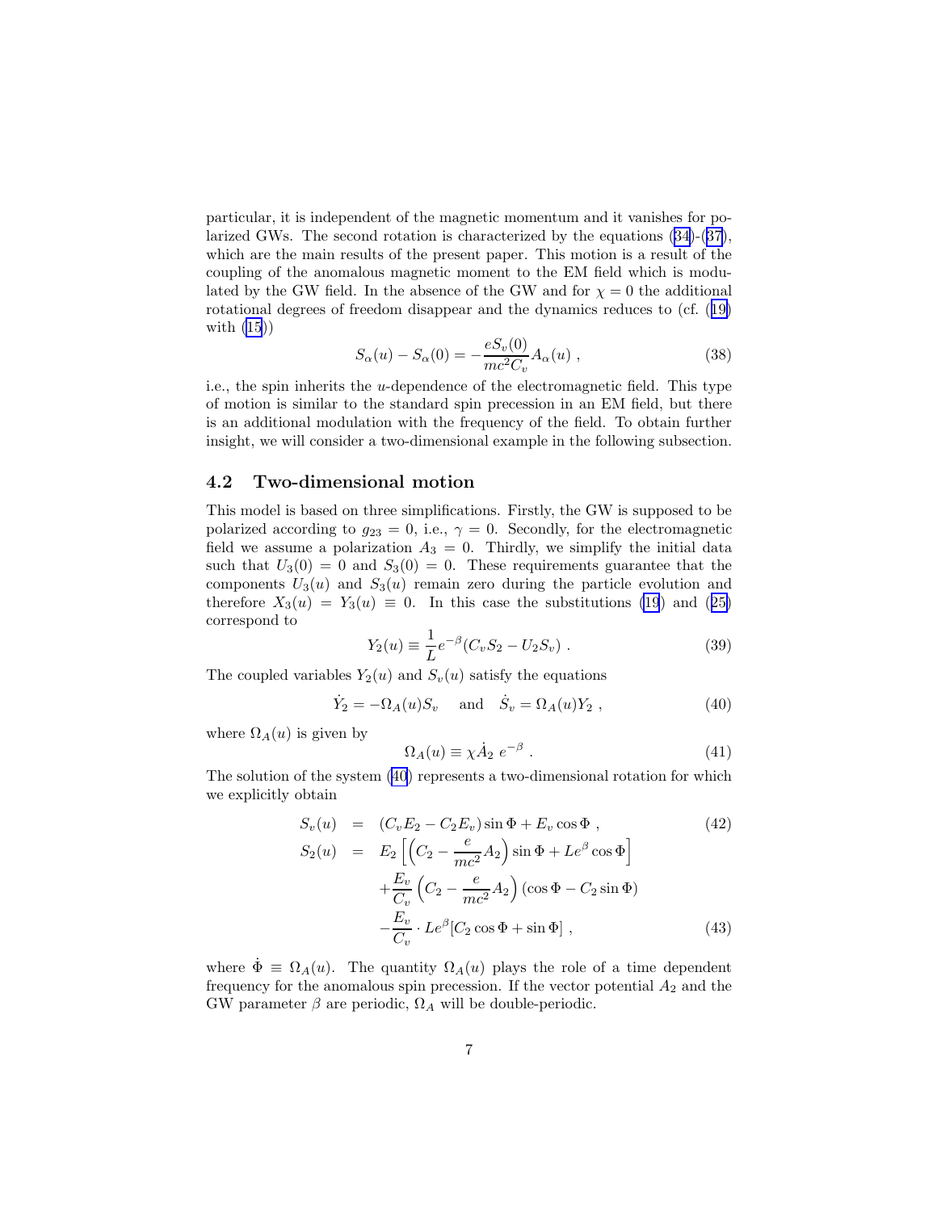particular, it is independent of the magnetic momentum and it vanishes for polarized GWs. The second rotation is characterized by the equations (34)-(37), which are the main results of the present paper. This motion is a result of the coupling of the anomalous magnetic moment to the EM field which is modulated by the GW field. In the absence of the GW and for $\chi = 0$ the additional rotational degrees of freedom disappear and the dynamics reduces to (cf. (19) with (15))

$$S_\alpha(u) - S_\alpha(0) = -\frac{eS_v(0)}{mc^2 C_v} A_\alpha(u) \ , \tag{38}$$

i.e., the spin inherits the $u$-dependence of the electromagnetic field. This type of motion is similar to the standard spin precession in an EM field, but there is an additional modulation with the frequency of the field. To obtain further insight, we will consider a two-dimensional example in the following subsection.

### 4.2 Two-dimensional motion

This model is based on three simplifications. Firstly, the GW is supposed to be polarized according to $g_{23} = 0$, i.e., $\gamma = 0$. Secondly, for the electromagnetic field we assume a polarization $A_3 = 0$. Thirdly, we simplify the initial data such that $U_3(0) = 0$ and $S_3(0) = 0$. These requirements guarantee that the components $U_3(u)$ and $S_3(u)$ remain zero during the particle evolution and therefore $X_3(u) = Y_3(u) \equiv 0$. In this case the substitutions (19) and (25) correspond to

$$Y_2(u) \equiv \frac{1}{L} e^{-\beta}(C_v S_2 - U_2 S_v) \ . \tag{39}$$

The coupled variables $Y_2(u)$ and $S_v(u)$ satisfy the equations

$$\dot{Y}_2 = -\Omega_A(u) S_v \quad \text{and} \quad \dot{S}_v = \Omega_A(u) Y_2 \ , \tag{40}$$

where $\Omega_A(u)$ is given by

$$\Omega_A(u) \equiv \chi \dot{A}_2 \ e^{-\beta} \ . \tag{41}$$

The solution of the system (40) represents a two-dimensional rotation for which we explicitly obtain

$$
\begin{aligned}
S_v(u) &= (C_v E_2 - C_2 E_v) \sin\Phi + E_v \cos\Phi \ , \qquad (42)\\
S_2(u) &= E_2 \left[ \left( C_2 - \frac{e}{mc^2} A_2 \right) \sin\Phi + L e^{\beta} \cos\Phi \right] \\
&\quad + \frac{E_v}{C_v} \left( C_2 - \frac{e}{mc^2} A_2 \right) (\cos\Phi - C_2 \sin\Phi) \\
&\quad - \frac{E_v}{C_v} \cdot L e^{\beta} [C_2 \cos\Phi + \sin\Phi] \ , \qquad (43)
\end{aligned}
$$

where $\dot{\Phi} \equiv \Omega_A(u)$. The quantity $\Omega_A(u)$ plays the role of a time dependent frequency for the anomalous spin precession. If the vector potential $A_2$ and the GW parameter $\beta$ are periodic, $\Omega_A$ will be double-periodic.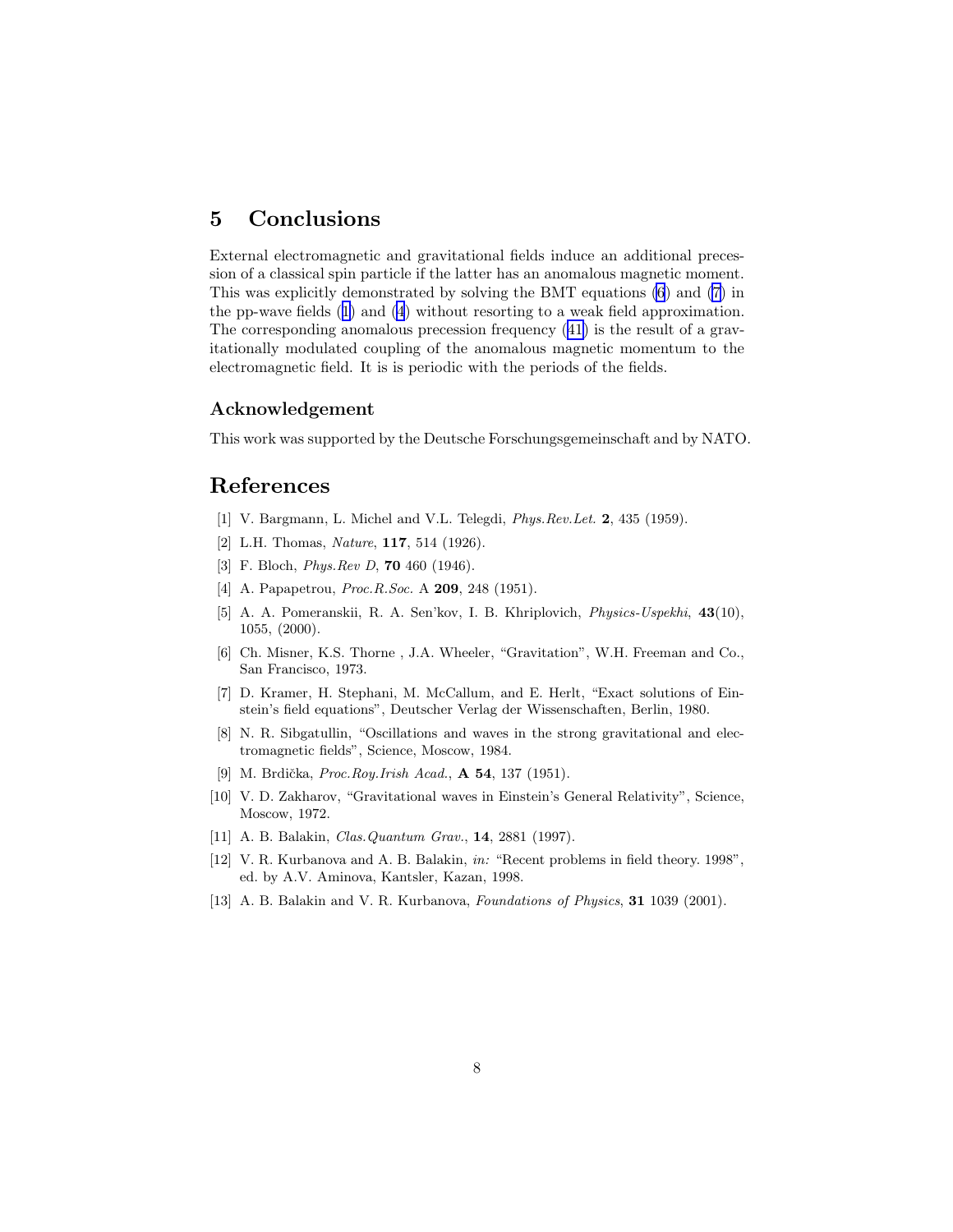## 5 Conclusions

External electromagnetic and gravitational fields induce an additional precession of a classical spin particle if the latter has an anomalous magnetic moment. This was explicitly demonstrated by solving the BMT equations (6) and (7) in the pp-wave fields (1) and (4) without resorting to a weak field approximation. The corresponding anomalous precession frequency (41) is the result of a gravitationally modulated coupling of the anomalous magnetic momentum to the electromagnetic field. It is is periodic with the periods of the fields.

### Acknowledgement

This work was supported by the Deutsche Forschungsgemeinschaft and by NATO.

## References

[1] V. Bargmann, L. Michel and V.L. Telegdi, *Phys.Rev.Lett.* **2**, 435 (1959).

[2] L.H. Thomas, *Nature*, **117**, 514 (1926).

[3] F. Bloch, *Phys.Rev D*, **70** 460 (1946).

[4] A. Papapetrou, *Proc.R.Soc.* A **209**, 248 (1951).

[5] A. A. Pomeranskii, R. A. Sen'kov, I. B. Khriplovich, *Physics-Uspekhi*, **43**(10), 1055, (2000).

[6] Ch. Misner, K.S. Thorne , J.A. Wheeler, "Gravitation", W.H. Freeman and Co., San Francisco, 1973.

[7] D. Kramer, H. Stephani, M. McCallum, and E. Herlt, "Exact solutions of Einstein's field equations", Deutscher Verlag der Wissenschaften, Berlin, 1980.

[8] N. R. Sibgatullin, "Oscillations and waves in the strong gravitational and electromagnetic fields", Science, Moscow, 1984.

[9] M. Brdička, *Proc.Roy.Irish Acad.*, **A 54**, 137 (1951).

[10] V. D. Zakharov, "Gravitational waves in Einstein's General Relativity", Science, Moscow, 1972.

[11] A. B. Balakin, *Clas.Quantum Grav.*, **14**, 2881 (1997).

[12] V. R. Kurbanova and A. B. Balakin, *in:* "Recent problems in field theory. 1998", ed. by A.V. Aminova, Kantsler, Kazan, 1998.

[13] A. B. Balakin and V. R. Kurbanova, *Foundations of Physics*, **31** 1039 (2001).